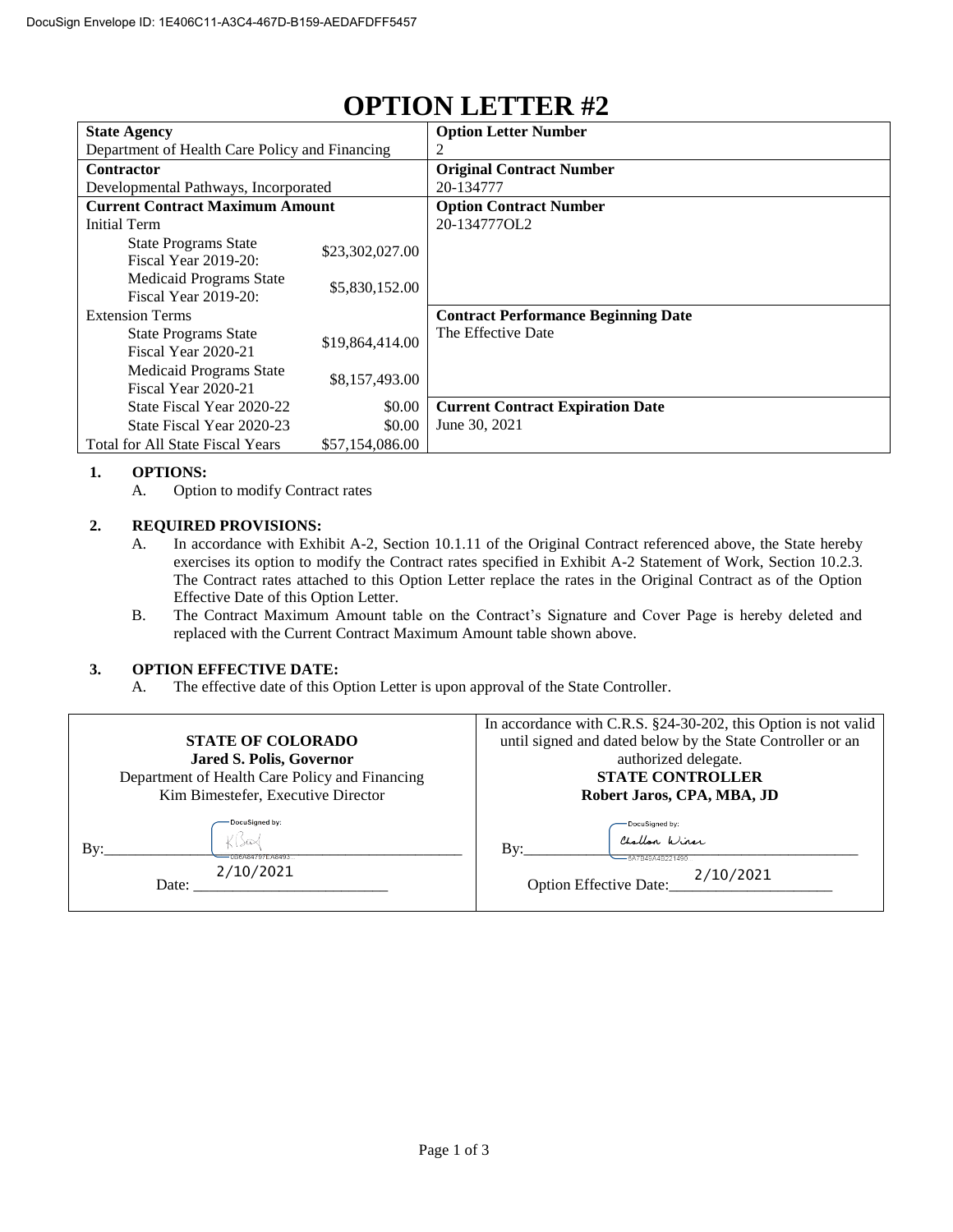DocuSign Envelope ID: 1E406C11-A3C4-467D-B159-AEDAFDFF5457

# OPTION LETTER #2

| **State Agency** | | **Option Letter Number** |
|---|---|---|
| Department of Health Care Policy and Financing | | 2 |
| **Contractor** | | **Original Contract Number** |
| Developmental Pathways, Incorporated | | 20-134777 |
| **Current Contract Maximum Amount** | | **Option Contract Number** |
| Initial Term | | 20-134777OL2 |
| State Programs State Fiscal Year 2019-20: | $23,302,027.00 | |
| Medicaid Programs State Fiscal Year 2019-20: | $5,830,152.00 | |
| Extension Terms | | **Contract Performance Beginning Date** |
| State Programs State Fiscal Year 2020-21 | $19,864,414.00 | The Effective Date |
| Medicaid Programs State Fiscal Year 2020-21 | $8,157,493.00 | |
| State Fiscal Year 2020-22 | $0.00 | **Current Contract Expiration Date** |
| State Fiscal Year 2020-23 | $0.00 | June 30, 2021 |
| Total for All State Fiscal Years | $57,154,086.00 | |

1. **OPTIONS:**
   A. Option to modify Contract rates

2. **REQUIRED PROVISIONS:**
   A. In accordance with Exhibit A-2, Section 10.1.11 of the Original Contract referenced above, the State hereby exercises its option to modify the Contract rates specified in Exhibit A-2 Statement of Work, Section 10.2.3. The Contract rates attached to this Option Letter replace the rates in the Original Contract as of the Option Effective Date of this Option Letter.
   B. The Contract Maximum Amount table on the Contract's Signature and Cover Page is hereby deleted and replaced with the Current Contract Maximum Amount table shown above.

3. **OPTION EFFECTIVE DATE:**
   A. The effective date of this Option Letter is upon approval of the State Controller.

| **STATE OF COLORADO**<br>**Jared S. Polis, Governor**<br>Department of Health Care Policy and Financing<br>Kim Bimestefer, Executive Director | In accordance with C.R.S. §24-30-202, this Option is not valid until signed and dated below by the State Controller or an authorized delegate.<br>**STATE CONTROLLER**<br>**Robert Jaros, CPA, MBA, JD** |
|---|---|
| By: DocuSigned by: KBimestefer 0D6A64797EA6493... | By: DocuSigned by: Challon Winer 5A7B45A45221490... |
| Date: 2/10/2021 | Option Effective Date: 2/10/2021 |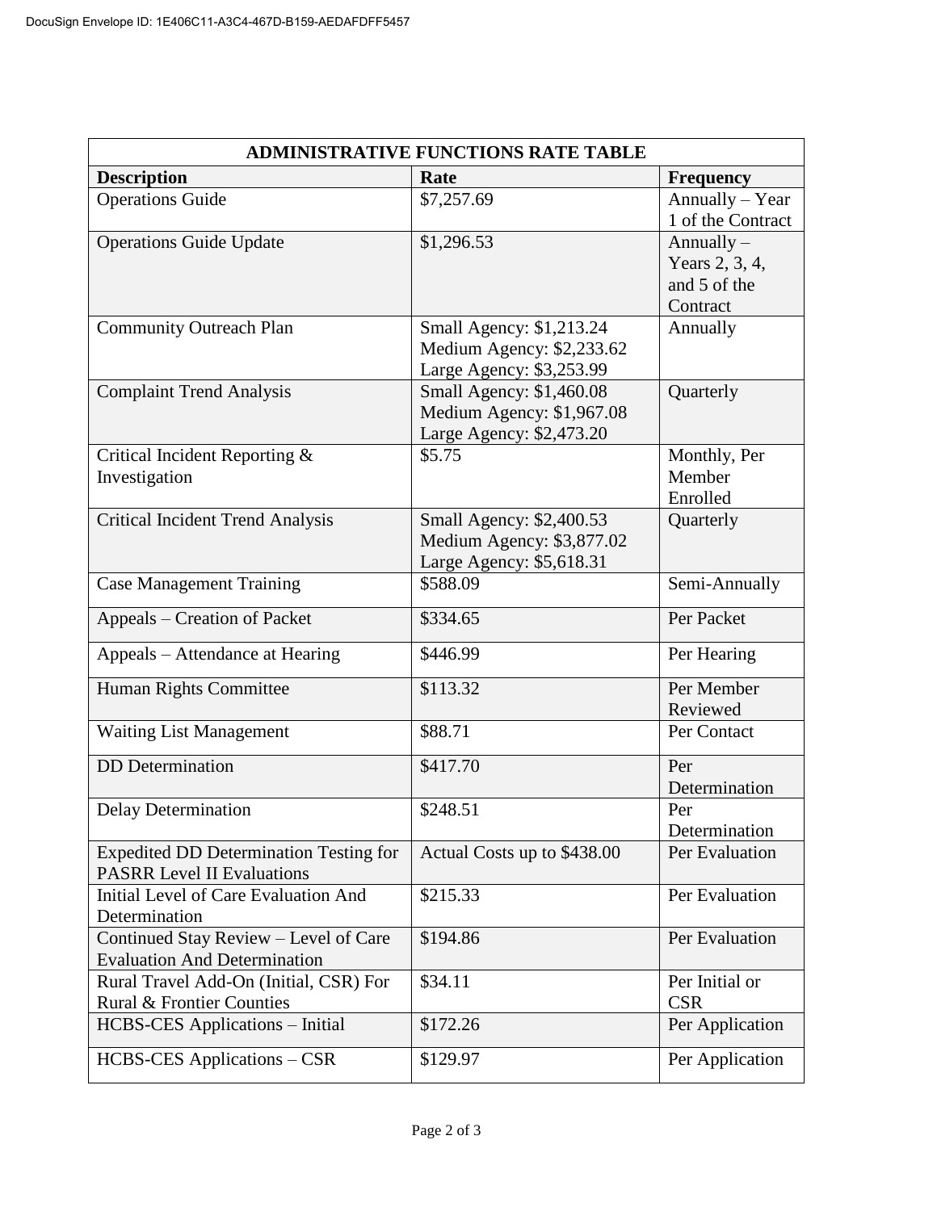| ADMINISTRATIVE FUNCTIONS RATE TABLE | | |
|---|---|---|
| **Description** | **Rate** | **Frequency** |
| Operations Guide | $7,257.69 | Annually – Year 1 of the Contract |
| Operations Guide Update | $1,296.53 | Annually – Years 2, 3, 4, and 5 of the Contract |
| Community Outreach Plan | Small Agency: $1,213.24<br>Medium Agency: $2,233.62<br>Large Agency: $3,253.99 | Annually |
| Complaint Trend Analysis | Small Agency: $1,460.08<br>Medium Agency: $1,967.08<br>Large Agency: $2,473.20 | Quarterly |
| Critical Incident Reporting & Investigation | $5.75 | Monthly, Per Member Enrolled |
| Critical Incident Trend Analysis | Small Agency: $2,400.53<br>Medium Agency: $3,877.02<br>Large Agency: $5,618.31 | Quarterly |
| Case Management Training | $588.09 | Semi-Annually |
| Appeals – Creation of Packet | $334.65 | Per Packet |
| Appeals – Attendance at Hearing | $446.99 | Per Hearing |
| Human Rights Committee | $113.32 | Per Member Reviewed |
| Waiting List Management | $88.71 | Per Contact |
| DD Determination | $417.70 | Per Determination |
| Delay Determination | $248.51 | Per Determination |
| Expedited DD Determination Testing for PASRR Level II Evaluations | Actual Costs up to $438.00 | Per Evaluation |
| Initial Level of Care Evaluation And Determination | $215.33 | Per Evaluation |
| Continued Stay Review – Level of Care Evaluation And Determination | $194.86 | Per Evaluation |
| Rural Travel Add-On (Initial, CSR) For Rural & Frontier Counties | $34.11 | Per Initial or CSR |
| HCBS-CES Applications – Initial | $172.26 | Per Application |
| HCBS-CES Applications – CSR | $129.97 | Per Application |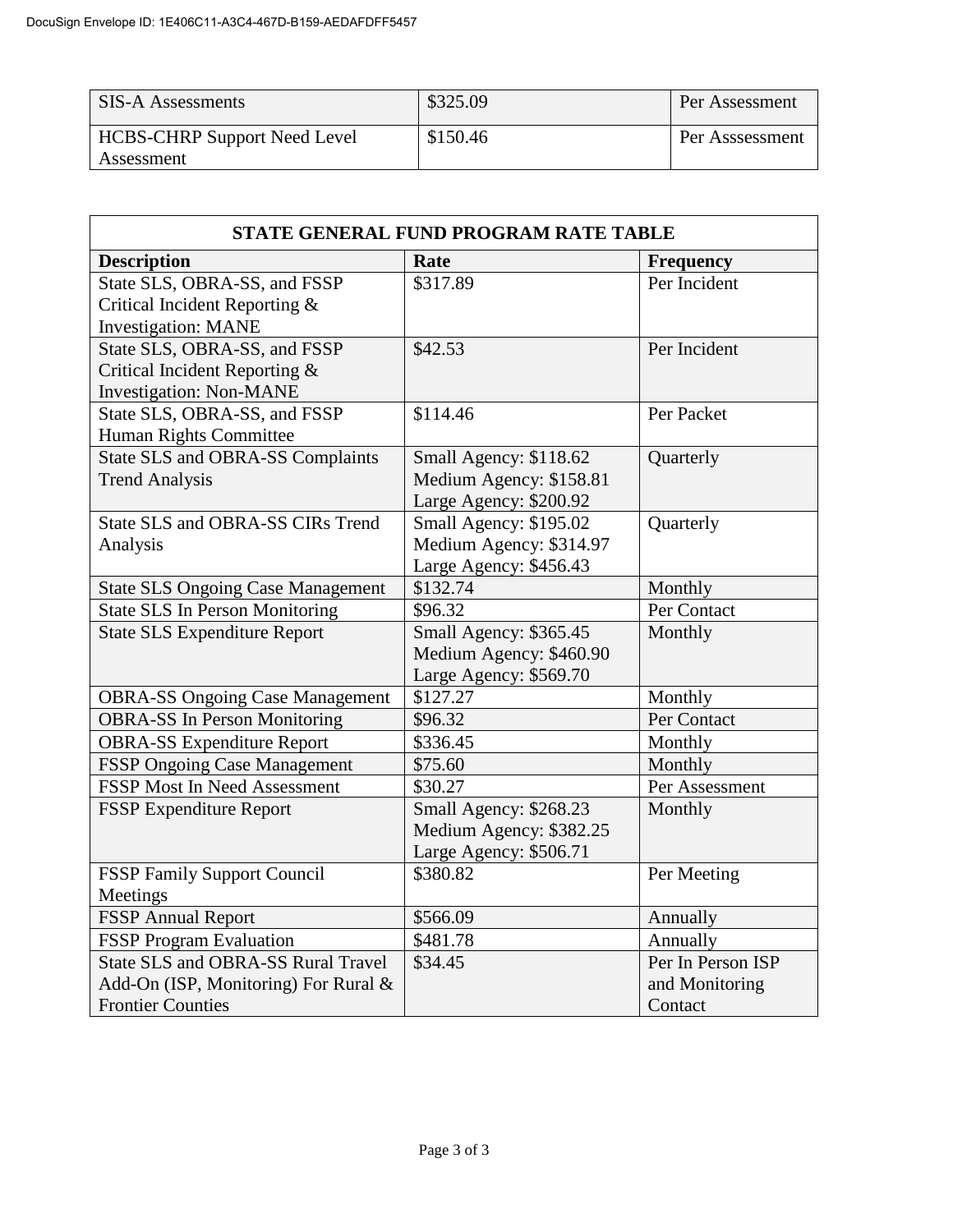| | | |
|---|---|---|
| SIS-A Assessments | $325.09 | Per Assessment |
| HCBS-CHRP Support Need Level Assessment | $150.46 | Per Asssessment |

| STATE GENERAL FUND PROGRAM RATE TABLE | | |
|---|---|---|
| **Description** | **Rate** | **Frequency** |
| State SLS, OBRA-SS, and FSSP Critical Incident Reporting & Investigation: MANE | $317.89 | Per Incident |
| State SLS, OBRA-SS, and FSSP Critical Incident Reporting & Investigation: Non-MANE | $42.53 | Per Incident |
| State SLS, OBRA-SS, and FSSP Human Rights Committee | $114.46 | Per Packet |
| State SLS and OBRA-SS Complaints Trend Analysis | Small Agency: $118.62<br>Medium Agency: $158.81<br>Large Agency: $200.92 | Quarterly |
| State SLS and OBRA-SS CIRs Trend Analysis | Small Agency: $195.02<br>Medium Agency: $314.97<br>Large Agency: $456.43 | Quarterly |
| State SLS Ongoing Case Management | $132.74 | Monthly |
| State SLS In Person Monitoring | $96.32 | Per Contact |
| State SLS Expenditure Report | Small Agency: $365.45<br>Medium Agency: $460.90<br>Large Agency: $569.70 | Monthly |
| OBRA-SS Ongoing Case Management | $127.27 | Monthly |
| OBRA-SS In Person Monitoring | $96.32 | Per Contact |
| OBRA-SS Expenditure Report | $336.45 | Monthly |
| FSSP Ongoing Case Management | $75.60 | Monthly |
| FSSP Most In Need Assessment | $30.27 | Per Assessment |
| FSSP Expenditure Report | Small Agency: $268.23<br>Medium Agency: $382.25<br>Large Agency: $506.71 | Monthly |
| FSSP Family Support Council Meetings | $380.82 | Per Meeting |
| FSSP Annual Report | $566.09 | Annually |
| FSSP Program Evaluation | $481.78 | Annually |
| State SLS and OBRA-SS Rural Travel Add-On (ISP, Monitoring) For Rural & Frontier Counties | $34.45 | Per In Person ISP and Monitoring Contact |